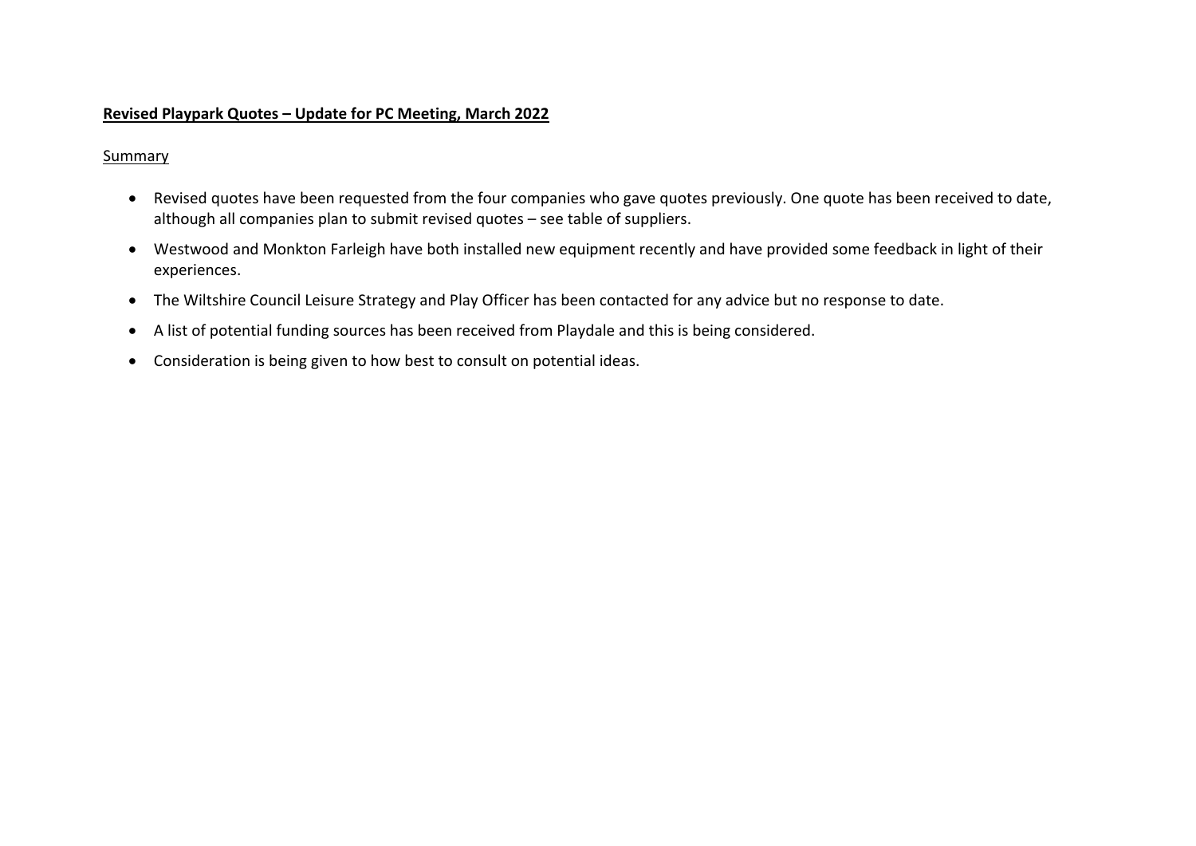# **Revised Playpark Quotes – Update for PC Meeting, March 2022**

## Summary

- Revised quotes have been requested from the four companies who gave quotes previously. One quote has been received to date, although all companies plan to submit revised quotes – see table of suppliers.
- Westwood and Monkton Farleigh have both installed new equipment recently and have provided some feedback in light of their experiences.
- The Wiltshire Council Leisure Strategy and Play Officer has been contacted for any advice but no response to date.
- A list of potential funding sources has been received from Playdale and this is being considered.
- Consideration is being given to how best to consult on potential ideas.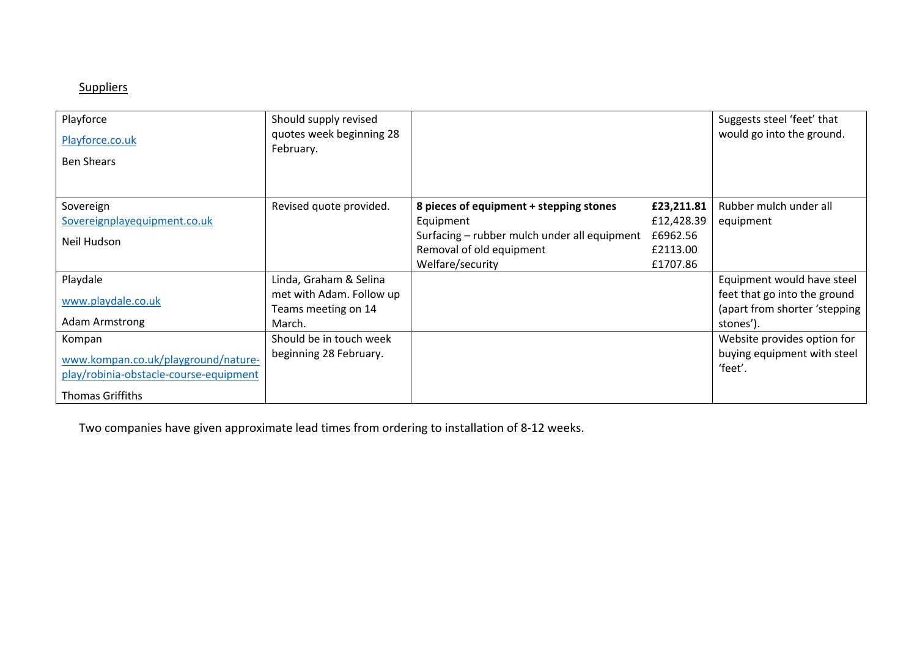Suppliers

| | | | | |
|---|---|---|---|---|
| Playforce<br>Playforce.co.uk<br>Ben Shears | Should supply revised quotes week beginning 28 February. | | | Suggests steel 'feet' that would go into the ground. |
| Sovereign<br>Sovereignplayequipment.co.uk<br>Neil Hudson | Revised quote provided. | **8 pieces of equipment + stepping stones**<br>Equipment<br>Surfacing – rubber mulch under all equipment<br>Removal of old equipment<br>Welfare/security | **£23,211.81**<br>£12,428.39<br>£6962.56<br>£2113.00<br>£1707.86 | Rubber mulch under all equipment |
| Playdale<br>www.playdale.co.uk<br>Adam Armstrong | Linda, Graham & Selina met with Adam. Follow up Teams meeting on 14 March. | | | Equipment would have steel feet that go into the ground (apart from shorter 'stepping stones'). |
| Kompan<br>www.kompan.co.uk/playground/nature-play/robinia-obstacle-course-equipment<br>Thomas Griffiths | Should be in touch week beginning 28 February. | | | Website provides option for buying equipment with steel 'feet'. |

Two companies have given approximate lead times from ordering to installation of 8-12 weeks.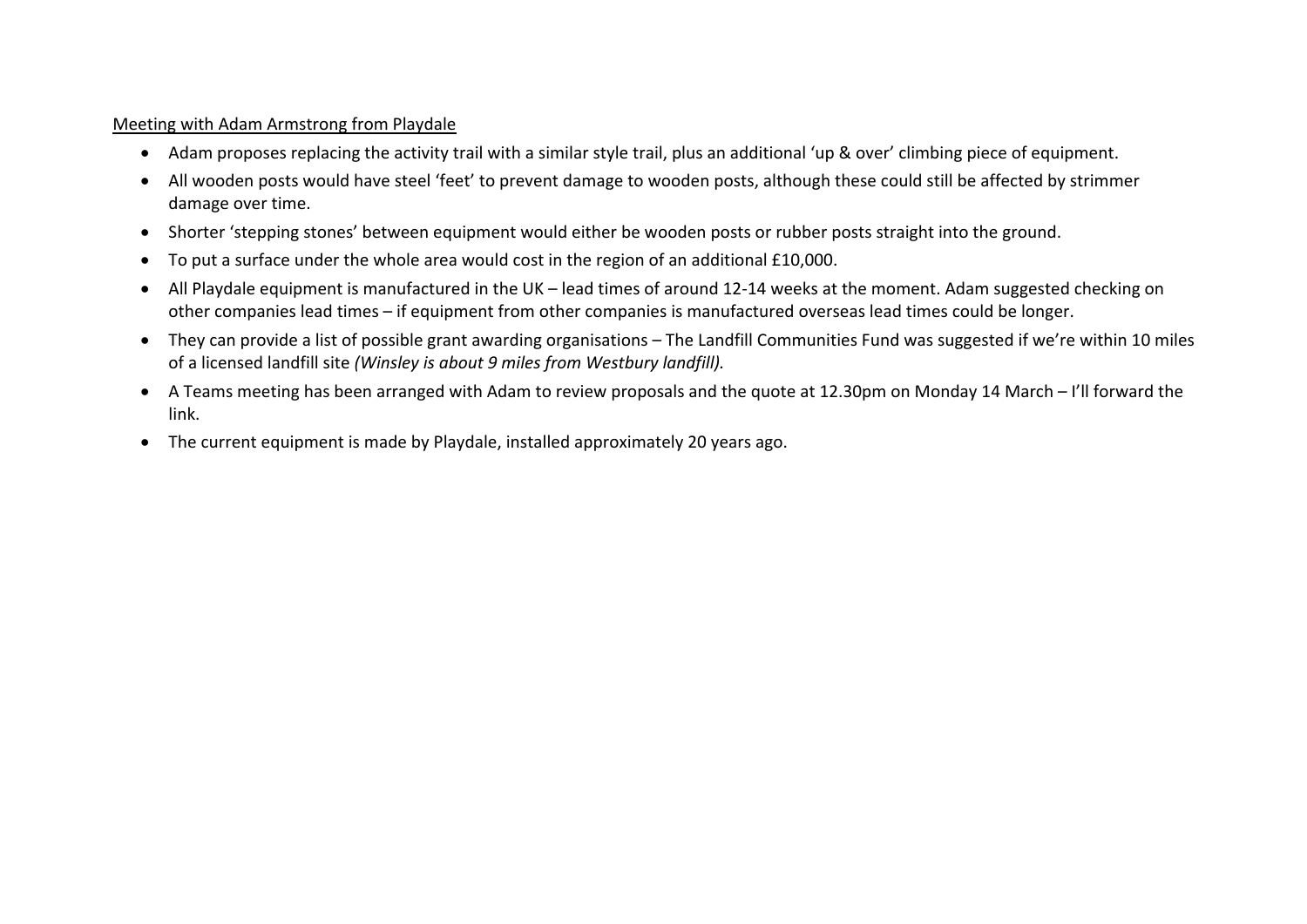<u>Meeting with Adam Armstrong from Playdale</u>

- Adam proposes replacing the activity trail with a similar style trail, plus an additional 'up & over' climbing piece of equipment.
- All wooden posts would have steel 'feet' to prevent damage to wooden posts, although these could still be affected by strimmer damage over time.
- Shorter 'stepping stones' between equipment would either be wooden posts or rubber posts straight into the ground.
- To put a surface under the whole area would cost in the region of an additional £10,000.
- All Playdale equipment is manufactured in the UK – lead times of around 12-14 weeks at the moment. Adam suggested checking on other companies lead times – if equipment from other companies is manufactured overseas lead times could be longer.
- They can provide a list of possible grant awarding organisations – The Landfill Communities Fund was suggested if we're within 10 miles of a licensed landfill site *(Winsley is about 9 miles from Westbury landfill).*
- A Teams meeting has been arranged with Adam to review proposals and the quote at 12.30pm on Monday 14 March – I'll forward the link.
- The current equipment is made by Playdale, installed approximately 20 years ago.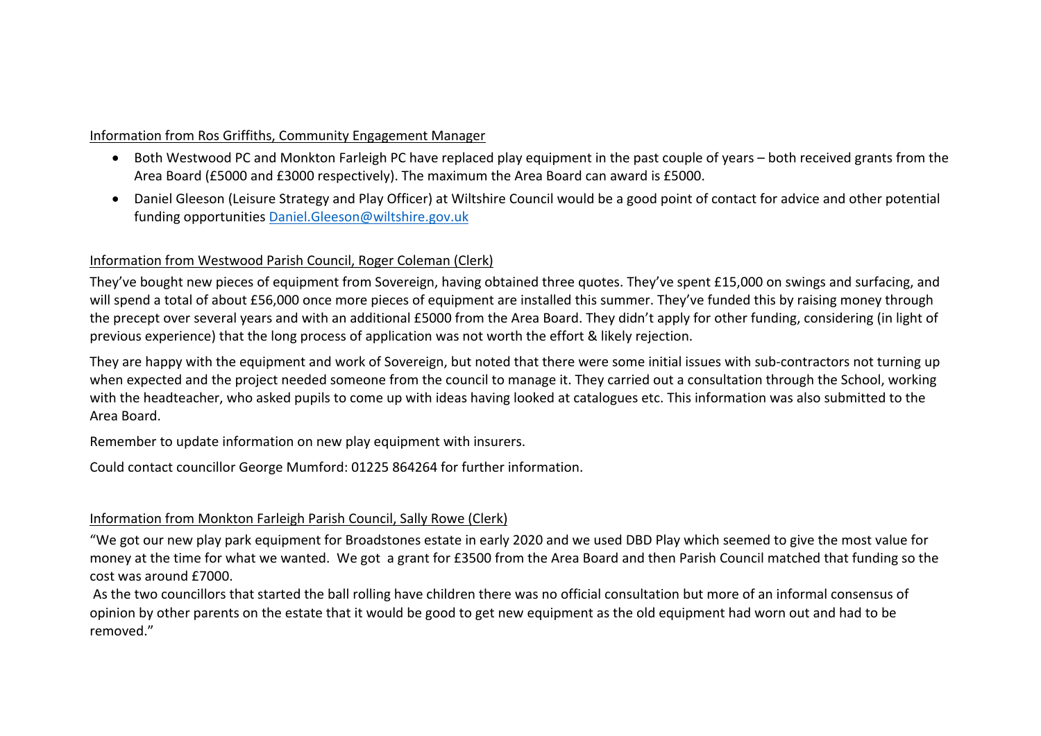Information from Ros Griffiths, Community Engagement Manager

- Both Westwood PC and Monkton Farleigh PC have replaced play equipment in the past couple of years – both received grants from the Area Board (£5000 and £3000 respectively). The maximum the Area Board can award is £5000.
- Daniel Gleeson (Leisure Strategy and Play Officer) at Wiltshire Council would be a good point of contact for advice and other potential funding opportunities [Daniel.Gleeson@wiltshire.gov.uk](mailto:Daniel.Gleeson@wiltshire.gov.uk)

Information from Westwood Parish Council, Roger Coleman (Clerk)

They've bought new pieces of equipment from Sovereign, having obtained three quotes. They've spent £15,000 on swings and surfacing, and will spend a total of about £56,000 once more pieces of equipment are installed this summer. They've funded this by raising money through the precept over several years and with an additional £5000 from the Area Board. They didn't apply for other funding, considering (in light of previous experience) that the long process of application was not worth the effort & likely rejection.

They are happy with the equipment and work of Sovereign, but noted that there were some initial issues with sub-contractors not turning up when expected and the project needed someone from the council to manage it. They carried out a consultation through the School, working with the headteacher, who asked pupils to come up with ideas having looked at catalogues etc. This information was also submitted to the Area Board.

Remember to update information on new play equipment with insurers.

Could contact councillor George Mumford: 01225 864264 for further information.

Information from Monkton Farleigh Parish Council, Sally Rowe (Clerk)

"We got our new play park equipment for Broadstones estate in early 2020 and we used DBD Play which seemed to give the most value for money at the time for what we wanted. We got a grant for £3500 from the Area Board and then Parish Council matched that funding so the cost was around £7000.

As the two councillors that started the ball rolling have children there was no official consultation but more of an informal consensus of opinion by other parents on the estate that it would be good to get new equipment as the old equipment had worn out and had to be removed."